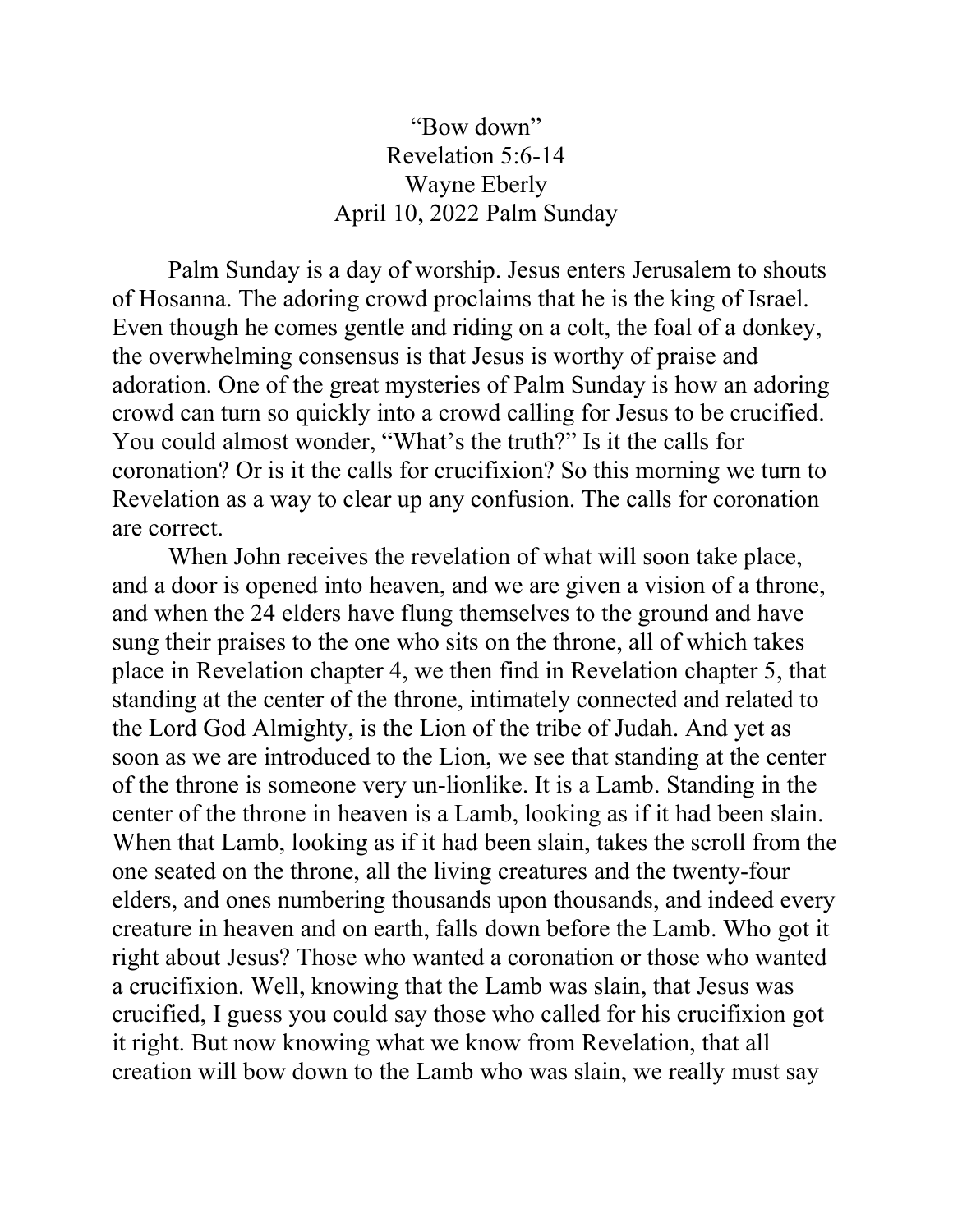“Bow down”
Revelation 5:6-14
Wayne Eberly
April 10, 2022 Palm Sunday

Palm Sunday is a day of worship. Jesus enters Jerusalem to shouts of Hosanna. The adoring crowd proclaims that he is the king of Israel. Even though he comes gentle and riding on a colt, the foal of a donkey, the overwhelming consensus is that Jesus is worthy of praise and adoration. One of the great mysteries of Palm Sunday is how an adoring crowd can turn so quickly into a crowd calling for Jesus to be crucified. You could almost wonder, “What’s the truth?” Is it the calls for coronation? Or is it the calls for crucifixion? So this morning we turn to Revelation as a way to clear up any confusion. The calls for coronation are correct.

When John receives the revelation of what will soon take place, and a door is opened into heaven, and we are given a vision of a throne, and when the 24 elders have flung themselves to the ground and have sung their praises to the one who sits on the throne, all of which takes place in Revelation chapter 4, we then find in Revelation chapter 5, that standing at the center of the throne, intimately connected and related to the Lord God Almighty, is the Lion of the tribe of Judah. And yet as soon as we are introduced to the Lion, we see that standing at the center of the throne is someone very un-lionlike. It is a Lamb. Standing in the center of the throne in heaven is a Lamb, looking as if it had been slain. When that Lamb, looking as if it had been slain, takes the scroll from the one seated on the throne, all the living creatures and the twenty-four elders, and ones numbering thousands upon thousands, and indeed every creature in heaven and on earth, falls down before the Lamb. Who got it right about Jesus? Those who wanted a coronation or those who wanted a crucifixion. Well, knowing that the Lamb was slain, that Jesus was crucified, I guess you could say those who called for his crucifixion got it right. But now knowing what we know from Revelation, that all creation will bow down to the Lamb who was slain, we really must say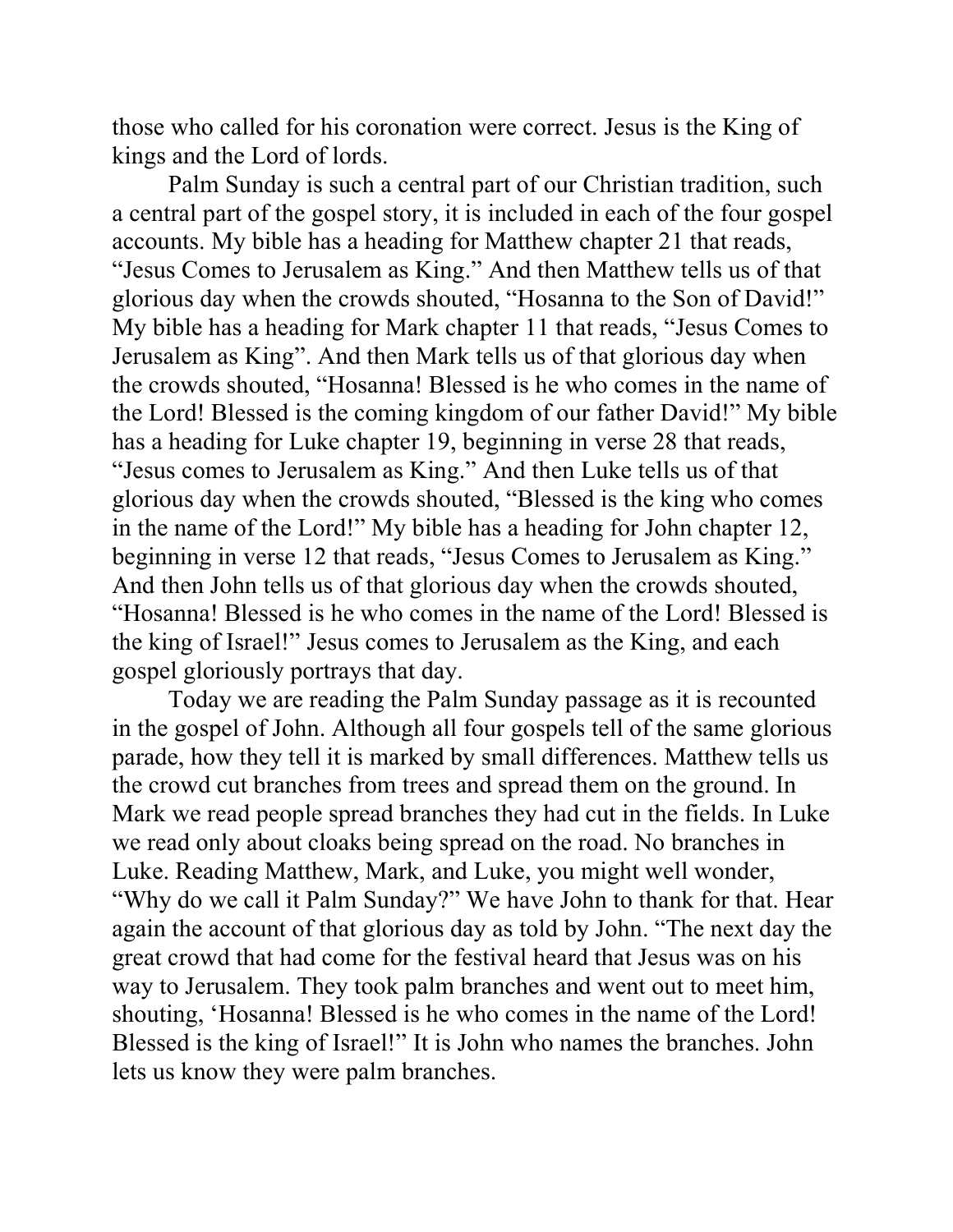those who called for his coronation were correct. Jesus is the King of kings and the Lord of lords.

Palm Sunday is such a central part of our Christian tradition, such a central part of the gospel story, it is included in each of the four gospel accounts. My bible has a heading for Matthew chapter 21 that reads, "Jesus Comes to Jerusalem as King." And then Matthew tells us of that glorious day when the crowds shouted, "Hosanna to the Son of David!" My bible has a heading for Mark chapter 11 that reads, "Jesus Comes to Jerusalem as King". And then Mark tells us of that glorious day when the crowds shouted, "Hosanna! Blessed is he who comes in the name of the Lord! Blessed is the coming kingdom of our father David!" My bible has a heading for Luke chapter 19, beginning in verse 28 that reads, "Jesus comes to Jerusalem as King." And then Luke tells us of that glorious day when the crowds shouted, "Blessed is the king who comes in the name of the Lord!" My bible has a heading for John chapter 12, beginning in verse 12 that reads, "Jesus Comes to Jerusalem as King." And then John tells us of that glorious day when the crowds shouted, "Hosanna! Blessed is he who comes in the name of the Lord! Blessed is the king of Israel!" Jesus comes to Jerusalem as the King, and each gospel gloriously portrays that day.

Today we are reading the Palm Sunday passage as it is recounted in the gospel of John. Although all four gospels tell of the same glorious parade, how they tell it is marked by small differences. Matthew tells us the crowd cut branches from trees and spread them on the ground. In Mark we read people spread branches they had cut in the fields. In Luke we read only about cloaks being spread on the road. No branches in Luke. Reading Matthew, Mark, and Luke, you might well wonder, "Why do we call it Palm Sunday?" We have John to thank for that. Hear again the account of that glorious day as told by John. "The next day the great crowd that had come for the festival heard that Jesus was on his way to Jerusalem. They took palm branches and went out to meet him, shouting, 'Hosanna! Blessed is he who comes in the name of the Lord! Blessed is the king of Israel!" It is John who names the branches. John lets us know they were palm branches.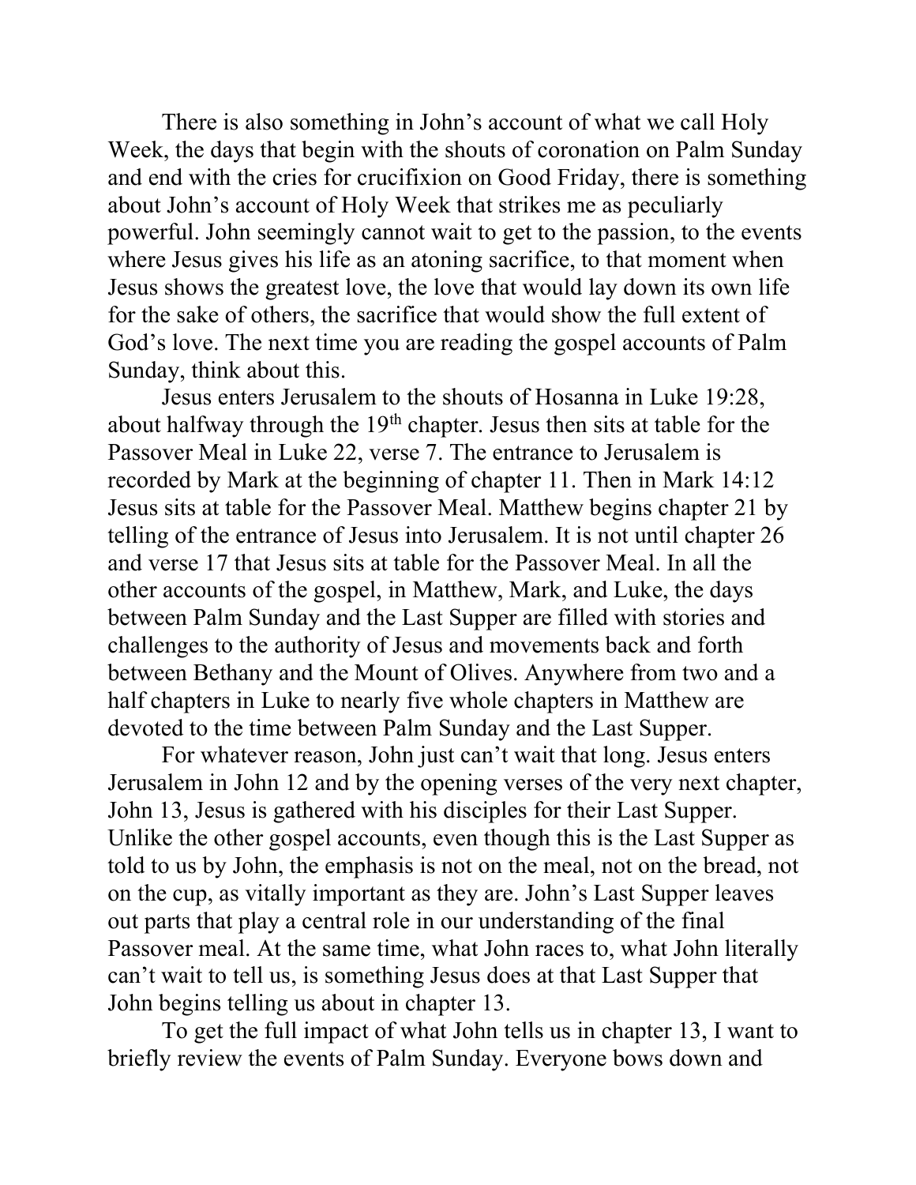There is also something in John's account of what we call Holy Week, the days that begin with the shouts of coronation on Palm Sunday and end with the cries for crucifixion on Good Friday, there is something about John's account of Holy Week that strikes me as peculiarly powerful. John seemingly cannot wait to get to the passion, to the events where Jesus gives his life as an atoning sacrifice, to that moment when Jesus shows the greatest love, the love that would lay down its own life for the sake of others, the sacrifice that would show the full extent of God's love. The next time you are reading the gospel accounts of Palm Sunday, think about this.

Jesus enters Jerusalem to the shouts of Hosanna in Luke 19:28, about halfway through the 19th chapter. Jesus then sits at table for the Passover Meal in Luke 22, verse 7. The entrance to Jerusalem is recorded by Mark at the beginning of chapter 11. Then in Mark 14:12 Jesus sits at table for the Passover Meal. Matthew begins chapter 21 by telling of the entrance of Jesus into Jerusalem. It is not until chapter 26 and verse 17 that Jesus sits at table for the Passover Meal. In all the other accounts of the gospel, in Matthew, Mark, and Luke, the days between Palm Sunday and the Last Supper are filled with stories and challenges to the authority of Jesus and movements back and forth between Bethany and the Mount of Olives. Anywhere from two and a half chapters in Luke to nearly five whole chapters in Matthew are devoted to the time between Palm Sunday and the Last Supper.

For whatever reason, John just can't wait that long. Jesus enters Jerusalem in John 12 and by the opening verses of the very next chapter, John 13, Jesus is gathered with his disciples for their Last Supper. Unlike the other gospel accounts, even though this is the Last Supper as told to us by John, the emphasis is not on the meal, not on the bread, not on the cup, as vitally important as they are. John's Last Supper leaves out parts that play a central role in our understanding of the final Passover meal. At the same time, what John races to, what John literally can't wait to tell us, is something Jesus does at that Last Supper that John begins telling us about in chapter 13.

To get the full impact of what John tells us in chapter 13, I want to briefly review the events of Palm Sunday. Everyone bows down and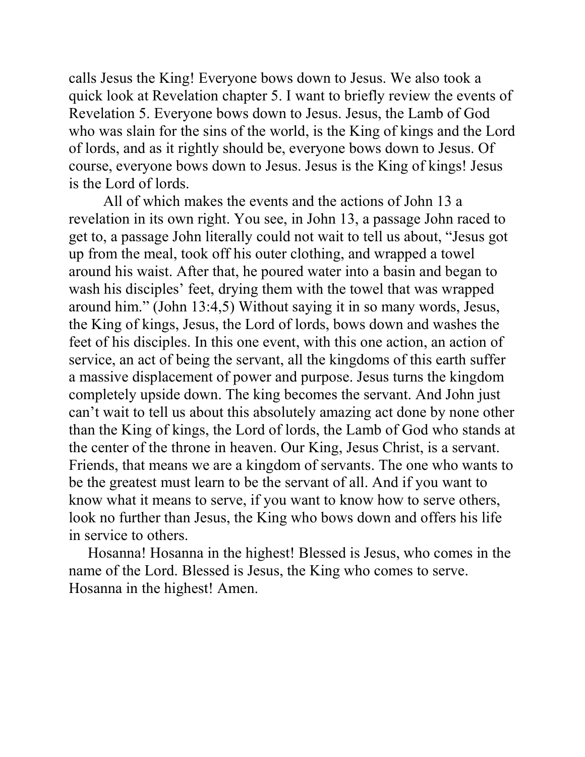calls Jesus the King! Everyone bows down to Jesus. We also took a quick look at Revelation chapter 5. I want to briefly review the events of Revelation 5. Everyone bows down to Jesus. Jesus, the Lamb of God who was slain for the sins of the world, is the King of kings and the Lord of lords, and as it rightly should be, everyone bows down to Jesus. Of course, everyone bows down to Jesus. Jesus is the King of kings! Jesus is the Lord of lords.

All of which makes the events and the actions of John 13 a revelation in its own right. You see, in John 13, a passage John raced to get to, a passage John literally could not wait to tell us about, "Jesus got up from the meal, took off his outer clothing, and wrapped a towel around his waist. After that, he poured water into a basin and began to wash his disciples' feet, drying them with the towel that was wrapped around him." (John 13:4,5) Without saying it in so many words, Jesus, the King of kings, Jesus, the Lord of lords, bows down and washes the feet of his disciples. In this one event, with this one action, an action of service, an act of being the servant, all the kingdoms of this earth suffer a massive displacement of power and purpose. Jesus turns the kingdom completely upside down. The king becomes the servant. And John just can't wait to tell us about this absolutely amazing act done by none other than the King of kings, the Lord of lords, the Lamb of God who stands at the center of the throne in heaven. Our King, Jesus Christ, is a servant. Friends, that means we are a kingdom of servants. The one who wants to be the greatest must learn to be the servant of all. And if you want to know what it means to serve, if you want to know how to serve others, look no further than Jesus, the King who bows down and offers his life in service to others.

Hosanna! Hosanna in the highest! Blessed is Jesus, who comes in the name of the Lord. Blessed is Jesus, the King who comes to serve. Hosanna in the highest! Amen.